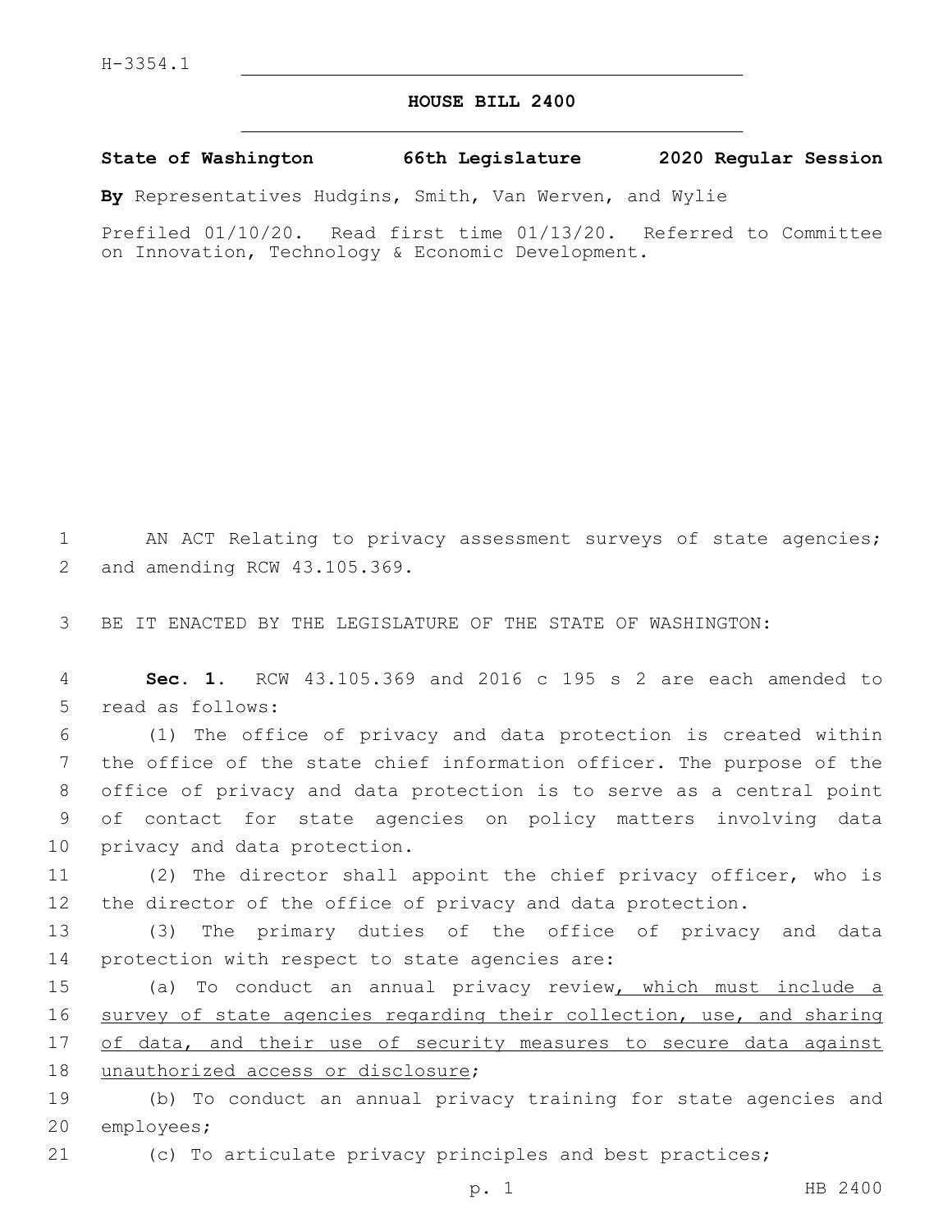H-3354.1

# HOUSE BILL 2400

**State of Washington 66th Legislature 2020 Regular Session**

**By** Representatives Hudgins, Smith, Van Werven, and Wylie

Prefiled 01/10/20. Read first time 01/13/20. Referred to Committee on Innovation, Technology & Economic Development.

AN ACT Relating to privacy assessment surveys of state agencies; and amending RCW 43.105.369.

BE IT ENACTED BY THE LEGISLATURE OF THE STATE OF WASHINGTON:

**Sec. 1.** RCW 43.105.369 and 2016 c 195 s 2 are each amended to read as follows:

(1) The office of privacy and data protection is created within the office of the state chief information officer. The purpose of the office of privacy and data protection is to serve as a central point of contact for state agencies on policy matters involving data privacy and data protection.

(2) The director shall appoint the chief privacy officer, who is the director of the office of privacy and data protection.

(3) The primary duties of the office of privacy and data protection with respect to state agencies are:

(a) To conduct an annual privacy review<u>, which must include a survey of state agencies regarding their collection, use, and sharing of data, and their use of security measures to secure data against unauthorized access or disclosure</u>;

(b) To conduct an annual privacy training for state agencies and employees;

(c) To articulate privacy principles and best practices;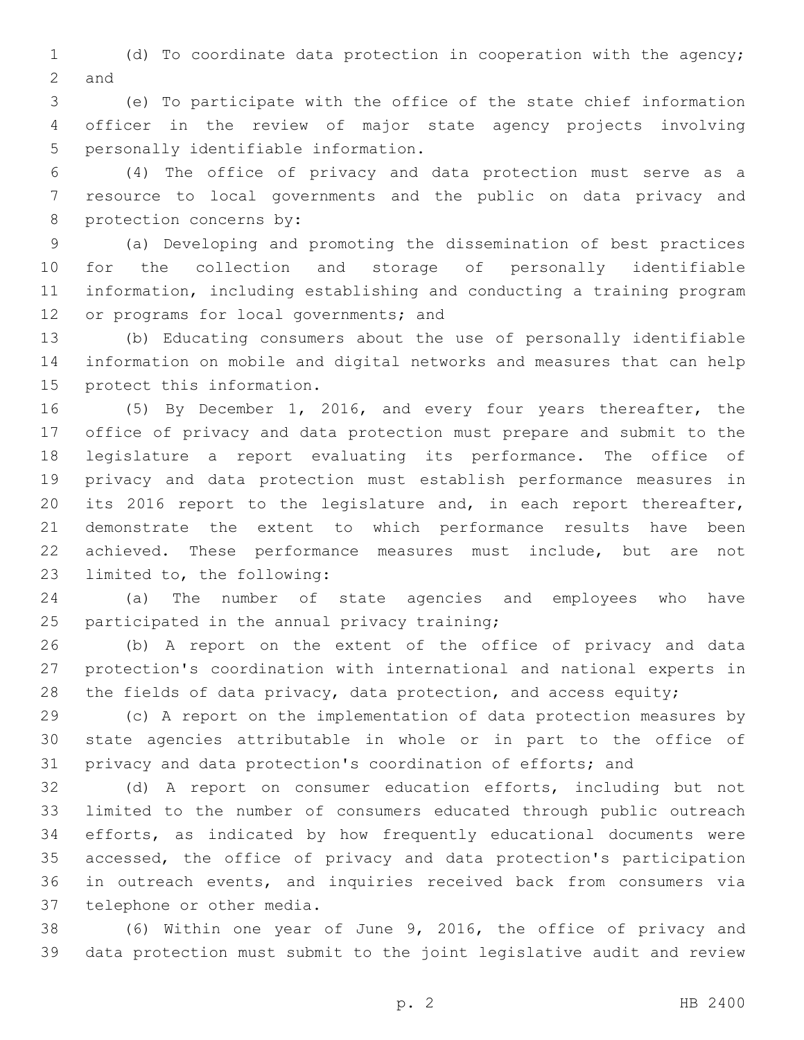(d) To coordinate data protection in cooperation with the agency; and

(e) To participate with the office of the state chief information officer in the review of major state agency projects involving personally identifiable information.

(4) The office of privacy and data protection must serve as a resource to local governments and the public on data privacy and protection concerns by:

(a) Developing and promoting the dissemination of best practices for the collection and storage of personally identifiable information, including establishing and conducting a training program or programs for local governments; and

(b) Educating consumers about the use of personally identifiable information on mobile and digital networks and measures that can help protect this information.

(5) By December 1, 2016, and every four years thereafter, the office of privacy and data protection must prepare and submit to the legislature a report evaluating its performance. The office of privacy and data protection must establish performance measures in its 2016 report to the legislature and, in each report thereafter, demonstrate the extent to which performance results have been achieved. These performance measures must include, but are not limited to, the following:

(a) The number of state agencies and employees who have participated in the annual privacy training;

(b) A report on the extent of the office of privacy and data protection's coordination with international and national experts in the fields of data privacy, data protection, and access equity;

(c) A report on the implementation of data protection measures by state agencies attributable in whole or in part to the office of privacy and data protection's coordination of efforts; and

(d) A report on consumer education efforts, including but not limited to the number of consumers educated through public outreach efforts, as indicated by how frequently educational documents were accessed, the office of privacy and data protection's participation in outreach events, and inquiries received back from consumers via telephone or other media.

(6) Within one year of June 9, 2016, the office of privacy and data protection must submit to the joint legislative audit and review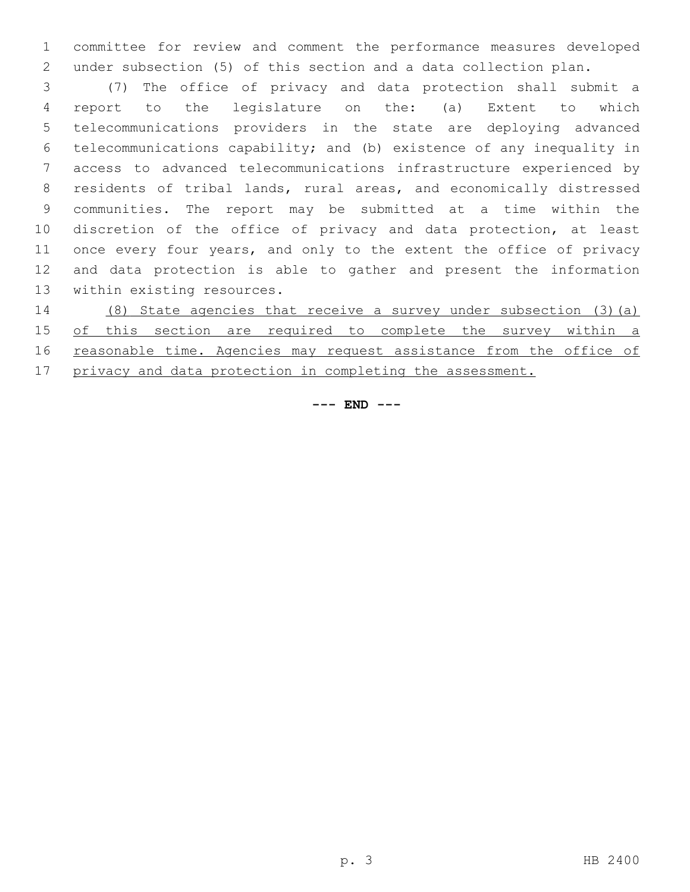committee for review and comment the performance measures developed under subsection (5) of this section and a data collection plan.

(7) The office of privacy and data protection shall submit a report to the legislature on the: (a) Extent to which telecommunications providers in the state are deploying advanced telecommunications capability; and (b) existence of any inequality in access to advanced telecommunications infrastructure experienced by residents of tribal lands, rural areas, and economically distressed communities. The report may be submitted at a time within the discretion of the office of privacy and data protection, at least once every four years, and only to the extent the office of privacy and data protection is able to gather and present the information within existing resources.

<u>(8) State agencies that receive a survey under subsection (3)(a) of this section are required to complete the survey within a reasonable time. Agencies may request assistance from the office of privacy and data protection in completing the assessment.</u>

**--- END ---**